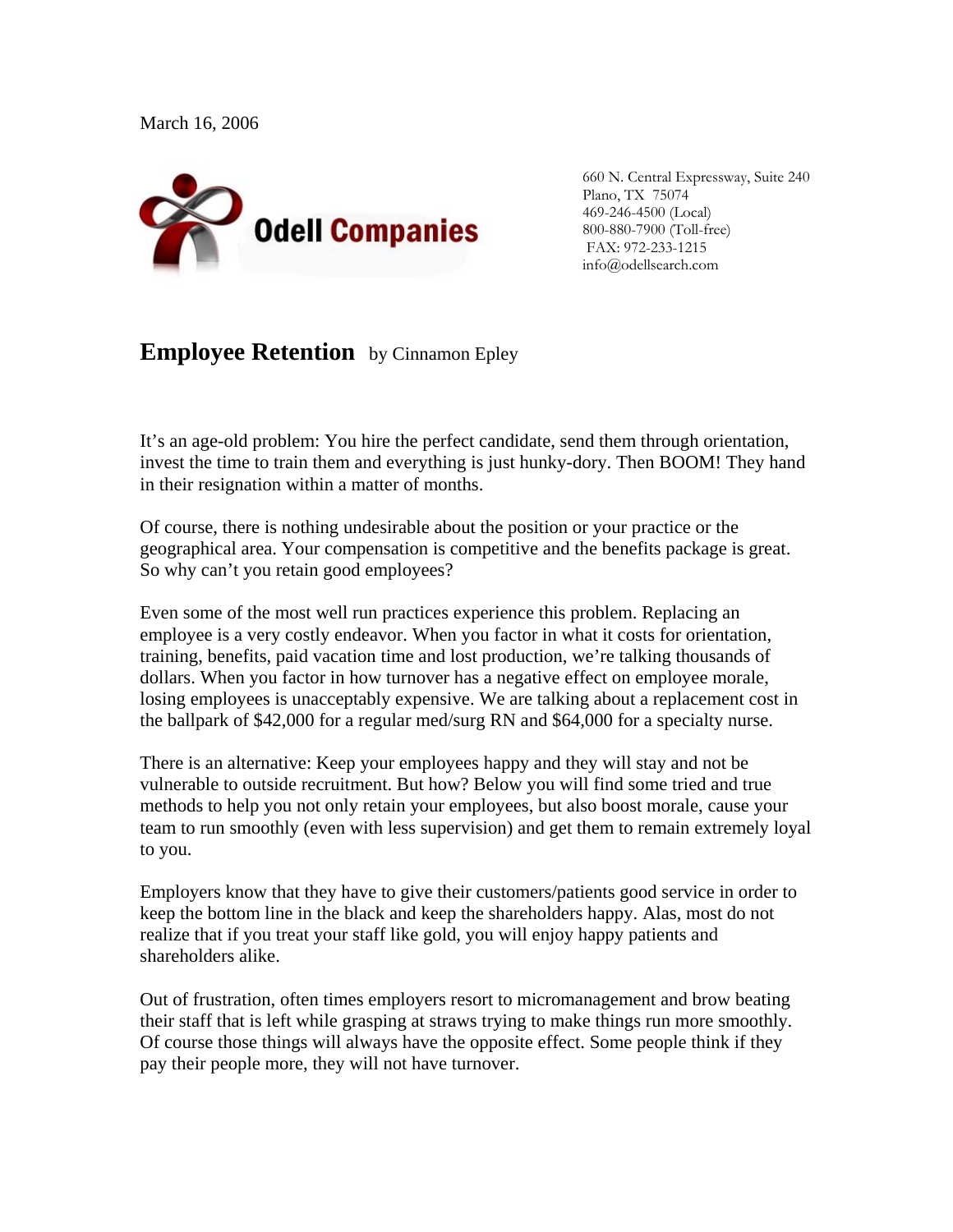March 16, 2006

Odell Companies

660 N. Central Expressway, Suite 240
Plano, TX 75074
469-246-4500 (Local)
800-880-7900 (Toll-free)
FAX: 972-233-1215
info@odellsearch.com

# Employee Retention by Cinnamon Epley

It's an age-old problem: You hire the perfect candidate, send them through orientation, invest the time to train them and everything is just hunky-dory. Then BOOM! They hand in their resignation within a matter of months.

Of course, there is nothing undesirable about the position or your practice or the geographical area. Your compensation is competitive and the benefits package is great. So why can't you retain good employees?

Even some of the most well run practices experience this problem. Replacing an employee is a very costly endeavor. When you factor in what it costs for orientation, training, benefits, paid vacation time and lost production, we're talking thousands of dollars. When you factor in how turnover has a negative effect on employee morale, losing employees is unacceptably expensive. We are talking about a replacement cost in the ballpark of $42,000 for a regular med/surg RN and $64,000 for a specialty nurse.

There is an alternative: Keep your employees happy and they will stay and not be vulnerable to outside recruitment. But how? Below you will find some tried and true methods to help you not only retain your employees, but also boost morale, cause your team to run smoothly (even with less supervision) and get them to remain extremely loyal to you.

Employers know that they have to give their customers/patients good service in order to keep the bottom line in the black and keep the shareholders happy. Alas, most do not realize that if you treat your staff like gold, you will enjoy happy patients and shareholders alike.

Out of frustration, often times employers resort to micromanagement and brow beating their staff that is left while grasping at straws trying to make things run more smoothly. Of course those things will always have the opposite effect. Some people think if they pay their people more, they will not have turnover.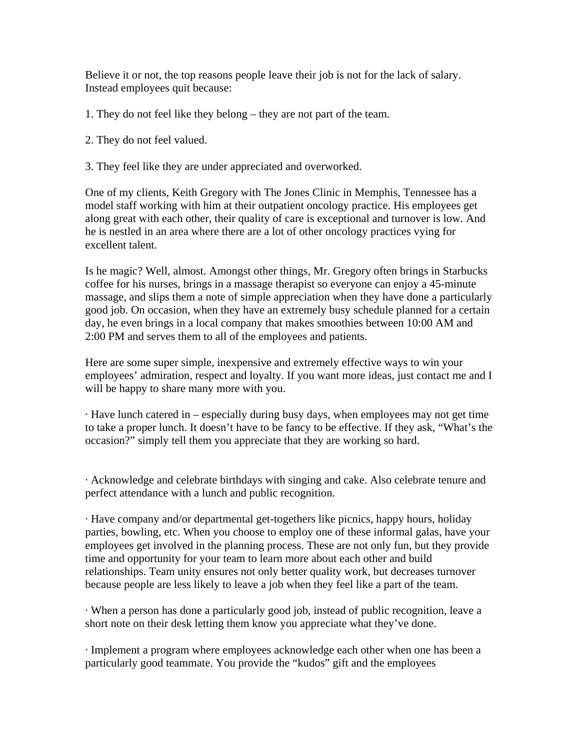Believe it or not, the top reasons people leave their job is not for the lack of salary. Instead employees quit because:

1. They do not feel like they belong – they are not part of the team.

2. They do not feel valued.

3. They feel like they are under appreciated and overworked.

One of my clients, Keith Gregory with The Jones Clinic in Memphis, Tennessee has a model staff working with him at their outpatient oncology practice. His employees get along great with each other, their quality of care is exceptional and turnover is low. And he is nestled in an area where there are a lot of other oncology practices vying for excellent talent.

Is he magic? Well, almost. Amongst other things, Mr. Gregory often brings in Starbucks coffee for his nurses, brings in a massage therapist so everyone can enjoy a 45-minute massage, and slips them a note of simple appreciation when they have done a particularly good job. On occasion, when they have an extremely busy schedule planned for a certain day, he even brings in a local company that makes smoothies between 10:00 AM and 2:00 PM and serves them to all of the employees and patients.

Here are some super simple, inexpensive and extremely effective ways to win your employees' admiration, respect and loyalty. If you want more ideas, just contact me and I will be happy to share many more with you.

· Have lunch catered in – especially during busy days, when employees may not get time to take a proper lunch. It doesn't have to be fancy to be effective. If they ask, "What's the occasion?" simply tell them you appreciate that they are working so hard.

· Acknowledge and celebrate birthdays with singing and cake. Also celebrate tenure and perfect attendance with a lunch and public recognition.

· Have company and/or departmental get-togethers like picnics, happy hours, holiday parties, bowling, etc. When you choose to employ one of these informal galas, have your employees get involved in the planning process. These are not only fun, but they provide time and opportunity for your team to learn more about each other and build relationships. Team unity ensures not only better quality work, but decreases turnover because people are less likely to leave a job when they feel like a part of the team.

· When a person has done a particularly good job, instead of public recognition, leave a short note on their desk letting them know you appreciate what they've done.

· Implement a program where employees acknowledge each other when one has been a particularly good teammate. You provide the "kudos" gift and the employees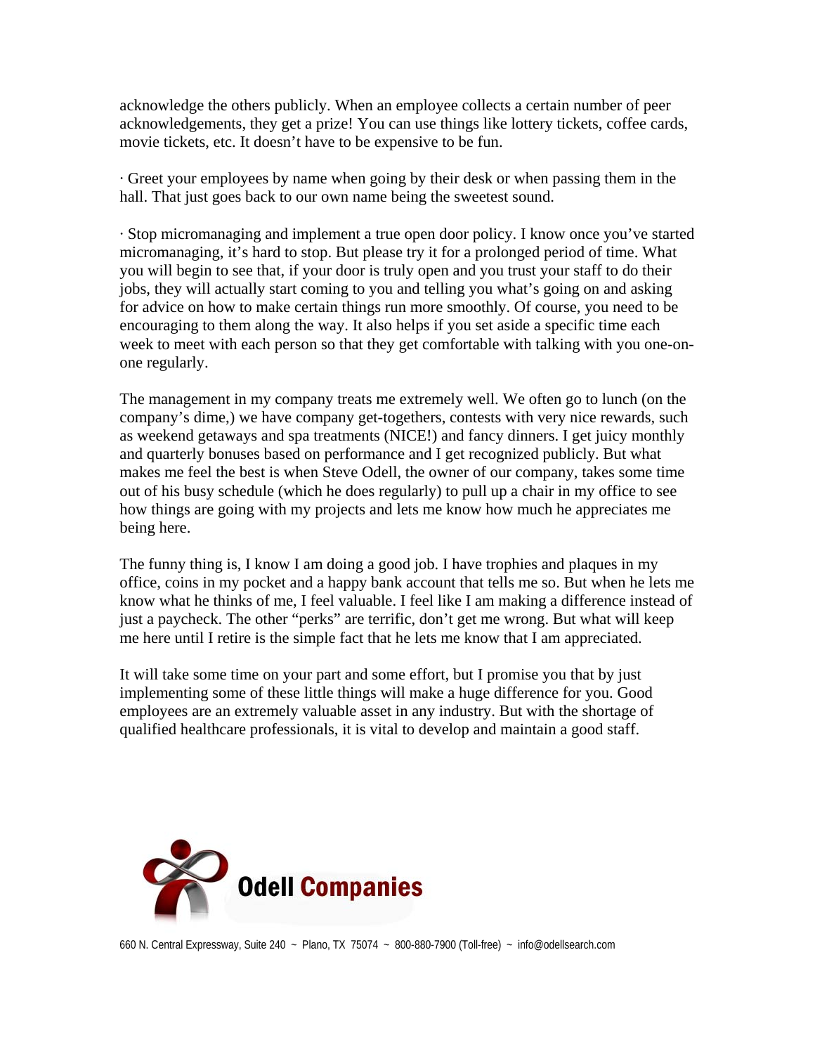acknowledge the others publicly. When an employee collects a certain number of peer acknowledgements, they get a prize! You can use things like lottery tickets, coffee cards, movie tickets, etc. It doesn't have to be expensive to be fun.

· Greet your employees by name when going by their desk or when passing them in the hall. That just goes back to our own name being the sweetest sound.

· Stop micromanaging and implement a true open door policy. I know once you've started micromanaging, it's hard to stop. But please try it for a prolonged period of time. What you will begin to see that, if your door is truly open and you trust your staff to do their jobs, they will actually start coming to you and telling you what's going on and asking for advice on how to make certain things run more smoothly. Of course, you need to be encouraging to them along the way. It also helps if you set aside a specific time each week to meet with each person so that they get comfortable with talking with you one-on-one regularly.

The management in my company treats me extremely well. We often go to lunch (on the company's dime,) we have company get-togethers, contests with very nice rewards, such as weekend getaways and spa treatments (NICE!) and fancy dinners. I get juicy monthly and quarterly bonuses based on performance and I get recognized publicly. But what makes me feel the best is when Steve Odell, the owner of our company, takes some time out of his busy schedule (which he does regularly) to pull up a chair in my office to see how things are going with my projects and lets me know how much he appreciates me being here.

The funny thing is, I know I am doing a good job. I have trophies and plaques in my office, coins in my pocket and a happy bank account that tells me so. But when he lets me know what he thinks of me, I feel valuable. I feel like I am making a difference instead of just a paycheck. The other "perks" are terrific, don't get me wrong. But what will keep me here until I retire is the simple fact that he lets me know that I am appreciated.

It will take some time on your part and some effort, but I promise you that by just implementing some of these little things will make a huge difference for you. Good employees are an extremely valuable asset in any industry. But with the shortage of qualified healthcare professionals, it is vital to develop and maintain a good staff.

**Odell Companies**

660 N. Central Expressway, Suite 240 ~ Plano, TX 75074 ~ 800-880-7900 (Toll-free) ~ info@odellsearch.com